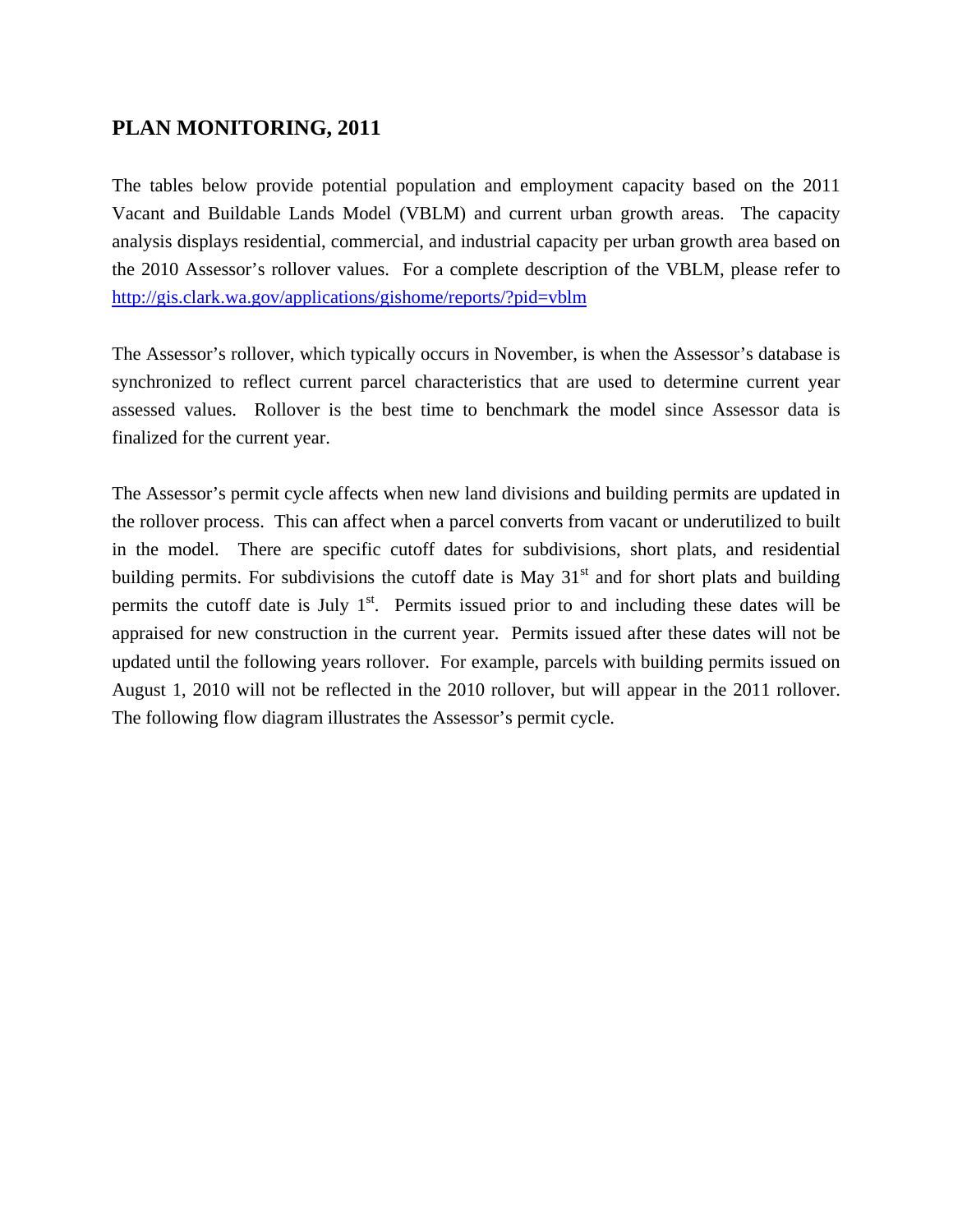## PLAN MONITORING, 2011

The tables below provide potential population and employment capacity based on the 2011 Vacant and Buildable Lands Model (VBLM) and current urban growth areas. The capacity analysis displays residential, commercial, and industrial capacity per urban growth area based on the 2010 Assessor's rollover values. For a complete description of the VBLM, please refer to [http://gis.clark.wa.gov/applications/gishome/reports/?pid=vblm](http://gis.clark.wa.gov/applications/gishome/reports/?pid=vblm)

The Assessor's rollover, which typically occurs in November, is when the Assessor's database is synchronized to reflect current parcel characteristics that are used to determine current year assessed values. Rollover is the best time to benchmark the model since Assessor data is finalized for the current year.

The Assessor's permit cycle affects when new land divisions and building permits are updated in the rollover process. This can affect when a parcel converts from vacant or underutilized to built in the model. There are specific cutoff dates for subdivisions, short plats, and residential building permits. For subdivisions the cutoff date is May 31st and for short plats and building permits the cutoff date is July 1st. Permits issued prior to and including these dates will be appraised for new construction in the current year. Permits issued after these dates will not be updated until the following years rollover. For example, parcels with building permits issued on August 1, 2010 will not be reflected in the 2010 rollover, but will appear in the 2011 rollover. The following flow diagram illustrates the Assessor's permit cycle.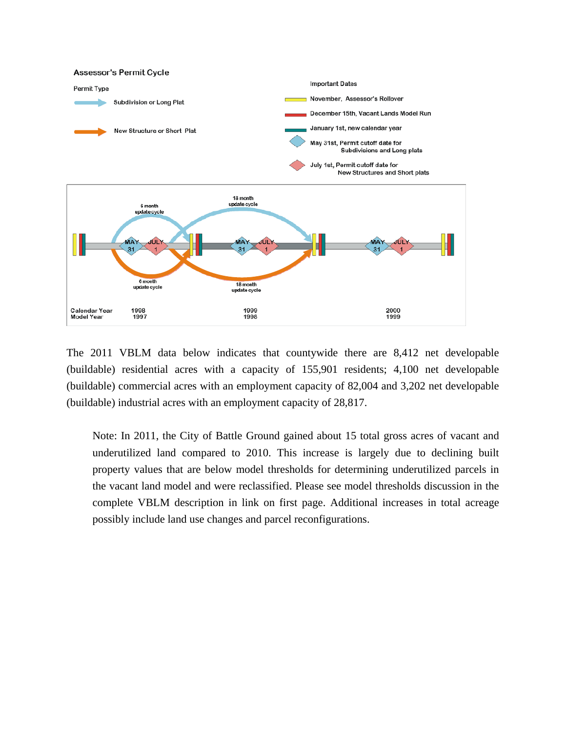**Assessor's Permit Cycle**

Permit Type

Subdivision or Long Plat

New Structure or Short Plat

Important Dates

November, Assessor's Rollover

December 15th, Vacant Lands Model Run

January 1st, new calendar year

May 31st, Permit cutoff date for Subdivisions and Long plats

July 1st, Permit cutoff date for New Structures and Short plats

6 month update cycle

18 month update cycle

MAY 31

JULY 1

6 month update cycle

18 month update cycle

Calendar Year 1998 1999 2000

Model Year 1997 1998 1999

The 2011 VBLM data below indicates that countywide there are 8,412 net developable (buildable) residential acres with a capacity of 155,901 residents; 4,100 net developable (buildable) commercial acres with an employment capacity of 82,004 and 3,202 net developable (buildable) industrial acres with an employment capacity of 28,817.

> Note: In 2011, the City of Battle Ground gained about 15 total gross acres of vacant and underutilized land compared to 2010. This increase is largely due to declining built property values that are below model thresholds for determining underutilized parcels in the vacant land model and were reclassified. Please see model thresholds discussion in the complete VBLM description in link on first page. Additional increases in total acreage possibly include land use changes and parcel reconfigurations.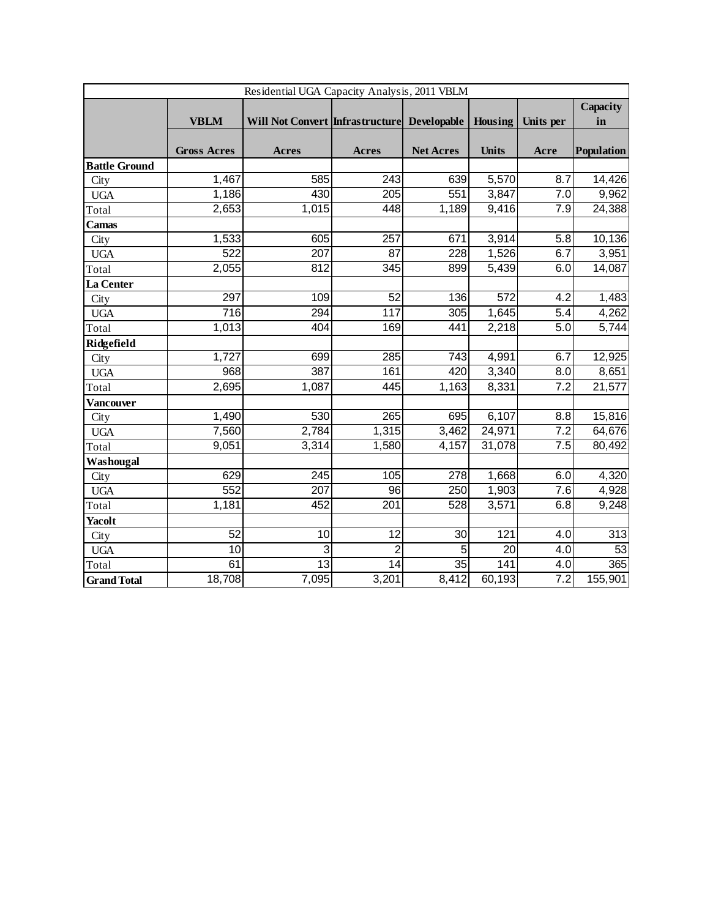| Residential UGA Capacity Analysis, 2011 VBLM | | | | | | | |
|---|---|---|---|---|---|---|---|
| | VBLM Gross Acres | Will Not Convert Acres | Infrastructure Acres | Developable Net Acres | Housing Units | Units per Acre | Capacity in Population |
| **Battle Ground** | | | | | | | |
| City | 1,467 | 585 | 243 | 639 | 5,570 | 8.7 | 14,426 |
| UGA | 1,186 | 430 | 205 | 551 | 3,847 | 7.0 | 9,962 |
| Total | 2,653 | 1,015 | 448 | 1,189 | 9,416 | 7.9 | 24,388 |
| **Camas** | | | | | | | |
| City | 1,533 | 605 | 257 | 671 | 3,914 | 5.8 | 10,136 |
| UGA | 522 | 207 | 87 | 228 | 1,526 | 6.7 | 3,951 |
| Total | 2,055 | 812 | 345 | 899 | 5,439 | 6.0 | 14,087 |
| **La Center** | | | | | | | |
| City | 297 | 109 | 52 | 136 | 572 | 4.2 | 1,483 |
| UGA | 716 | 294 | 117 | 305 | 1,645 | 5.4 | 4,262 |
| Total | 1,013 | 404 | 169 | 441 | 2,218 | 5.0 | 5,744 |
| **Ridgefield** | | | | | | | |
| City | 1,727 | 699 | 285 | 743 | 4,991 | 6.7 | 12,925 |
| UGA | 968 | 387 | 161 | 420 | 3,340 | 8.0 | 8,651 |
| Total | 2,695 | 1,087 | 445 | 1,163 | 8,331 | 7.2 | 21,577 |
| **Vancouver** | | | | | | | |
| City | 1,490 | 530 | 265 | 695 | 6,107 | 8.8 | 15,816 |
| UGA | 7,560 | 2,784 | 1,315 | 3,462 | 24,971 | 7.2 | 64,676 |
| Total | 9,051 | 3,314 | 1,580 | 4,157 | 31,078 | 7.5 | 80,492 |
| **Washougal** | | | | | | | |
| City | 629 | 245 | 105 | 278 | 1,668 | 6.0 | 4,320 |
| UGA | 552 | 207 | 96 | 250 | 1,903 | 7.6 | 4,928 |
| Total | 1,181 | 452 | 201 | 528 | 3,571 | 6.8 | 9,248 |
| **Yacolt** | | | | | | | |
| City | 52 | 10 | 12 | 30 | 121 | 4.0 | 313 |
| UGA | 10 | 3 | 2 | 5 | 20 | 4.0 | 53 |
| Total | 61 | 13 | 14 | 35 | 141 | 4.0 | 365 |
| **Grand Total** | 18,708 | 7,095 | 3,201 | 8,412 | 60,193 | 7.2 | 155,901 |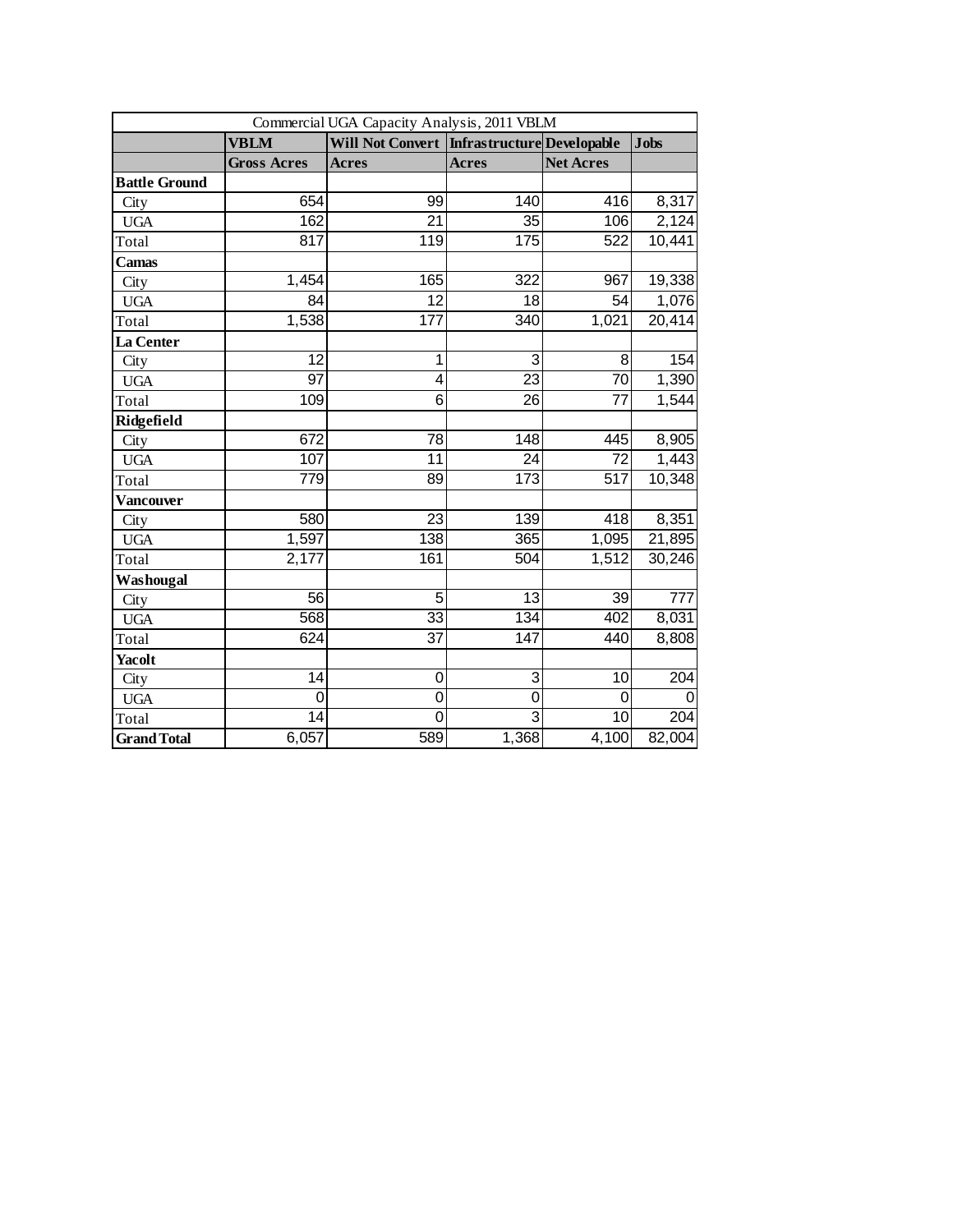| Commercial UGA Capacity Analysis, 2011 VBLM | | | | | |
|---|---|---|---|---|---|
| | **VBLM** | **Will Not Convert** | **Infrastructure** | **Developable** | **Jobs** |
| | **Gross Acres** | **Acres** | **Acres** | **Net Acres** | |
| **Battle Ground** | | | | | |
| City | 654 | 99 | 140 | 416 | 8,317 |
| UGA | 162 | 21 | 35 | 106 | 2,124 |
| Total | 817 | 119 | 175 | 522 | 10,441 |
| **Camas** | | | | | |
| City | 1,454 | 165 | 322 | 967 | 19,338 |
| UGA | 84 | 12 | 18 | 54 | 1,076 |
| Total | 1,538 | 177 | 340 | 1,021 | 20,414 |
| **La Center** | | | | | |
| City | 12 | 1 | 3 | 8 | 154 |
| UGA | 97 | 4 | 23 | 70 | 1,390 |
| Total | 109 | 6 | 26 | 77 | 1,544 |
| **Ridgefield** | | | | | |
| City | 672 | 78 | 148 | 445 | 8,905 |
| UGA | 107 | 11 | 24 | 72 | 1,443 |
| Total | 779 | 89 | 173 | 517 | 10,348 |
| **Vancouver** | | | | | |
| City | 580 | 23 | 139 | 418 | 8,351 |
| UGA | 1,597 | 138 | 365 | 1,095 | 21,895 |
| Total | 2,177 | 161 | 504 | 1,512 | 30,246 |
| **Washougal** | | | | | |
| City | 56 | 5 | 13 | 39 | 777 |
| UGA | 568 | 33 | 134 | 402 | 8,031 |
| Total | 624 | 37 | 147 | 440 | 8,808 |
| **Yacolt** | | | | | |
| City | 14 | 0 | 3 | 10 | 204 |
| UGA | 0 | 0 | 0 | 0 | 0 |
| Total | 14 | 0 | 3 | 10 | 204 |
| **Grand Total** | 6,057 | 589 | 1,368 | 4,100 | 82,004 |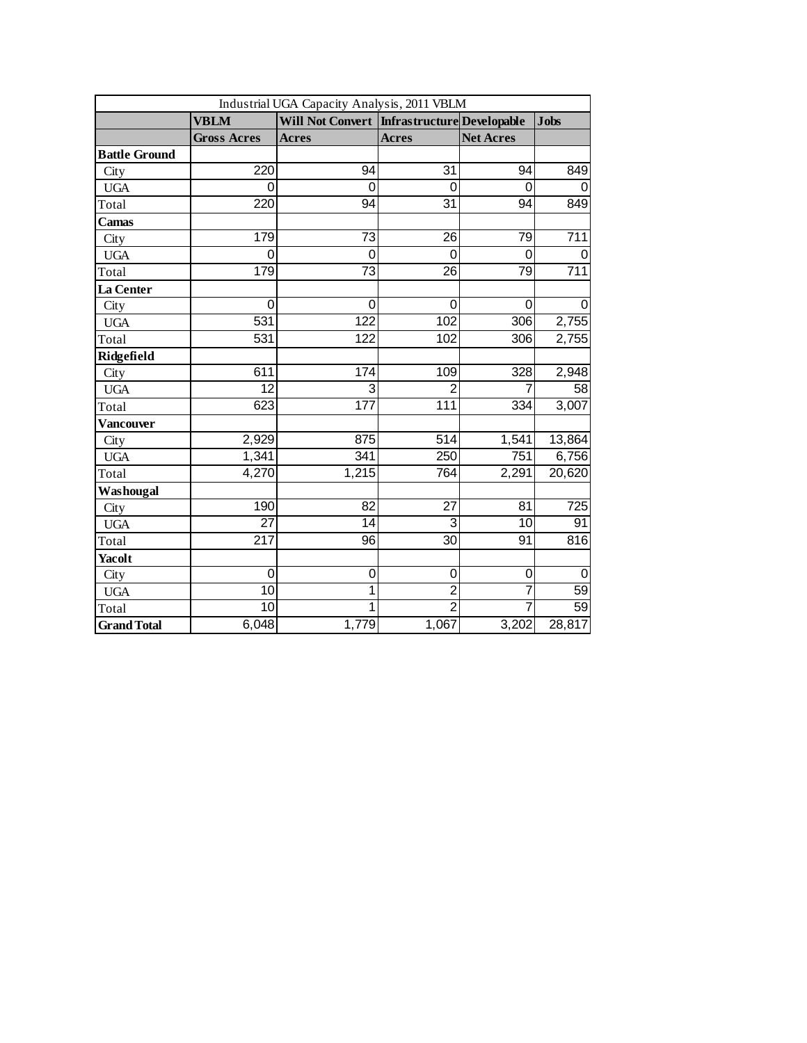| Industrial UGA Capacity Analysis, 2011 VBLM | | | | | |
|---|---|---|---|---|---|
| | **VBLM** | **Will Not Convert** | **Infrastructure** | **Developable** | **Jobs** |
| | **Gross Acres** | **Acres** | **Acres** | **Net Acres** | |
| **Battle Ground** | | | | | |
| City | 220 | 94 | 31 | 94 | 849 |
| UGA | 0 | 0 | 0 | 0 | 0 |
| Total | 220 | 94 | 31 | 94 | 849 |
| **Camas** | | | | | |
| City | 179 | 73 | 26 | 79 | 711 |
| UGA | 0 | 0 | 0 | 0 | 0 |
| Total | 179 | 73 | 26 | 79 | 711 |
| **La Center** | | | | | |
| City | 0 | 0 | 0 | 0 | 0 |
| UGA | 531 | 122 | 102 | 306 | 2,755 |
| Total | 531 | 122 | 102 | 306 | 2,755 |
| **Ridgefield** | | | | | |
| City | 611 | 174 | 109 | 328 | 2,948 |
| UGA | 12 | 3 | 2 | 7 | 58 |
| Total | 623 | 177 | 111 | 334 | 3,007 |
| **Vancouver** | | | | | |
| City | 2,929 | 875 | 514 | 1,541 | 13,864 |
| UGA | 1,341 | 341 | 250 | 751 | 6,756 |
| Total | 4,270 | 1,215 | 764 | 2,291 | 20,620 |
| **Washougal** | | | | | |
| City | 190 | 82 | 27 | 81 | 725 |
| UGA | 27 | 14 | 3 | 10 | 91 |
| Total | 217 | 96 | 30 | 91 | 816 |
| **Yacolt** | | | | | |
| City | 0 | 0 | 0 | 0 | 0 |
| UGA | 10 | 1 | 2 | 7 | 59 |
| Total | 10 | 1 | 2 | 7 | 59 |
| **Grand Total** | 6,048 | 1,779 | 1,067 | 3,202 | 28,817 |